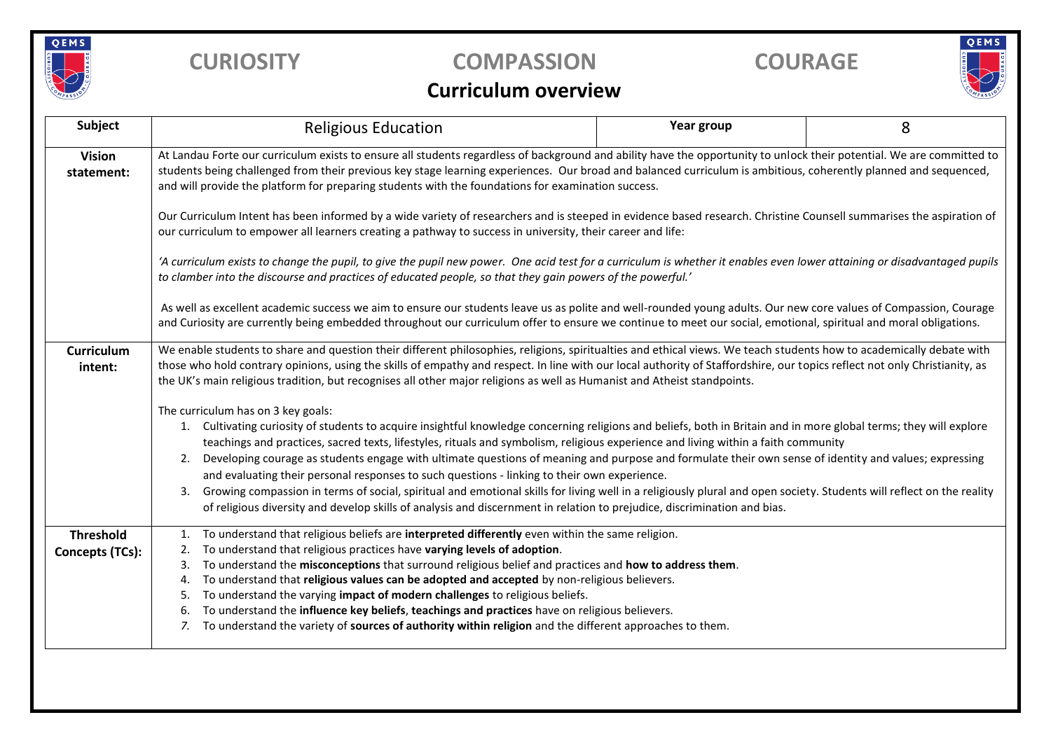**CURIOSITY** **COMPASSION** **COURAGE**

# Curriculum overview

| **Subject** | Religious Education | **Year group** | 8 |
|---|---|---|---|
| **Vision statement:** | At Landau Forte our curriculum exists to ensure all students regardless of background and ability have the opportunity to unlock their potential. We are committed to students being challenged from their previous key stage learning experiences. Our broad and balanced curriculum is ambitious, coherently planned and sequenced, and will provide the platform for preparing students with the foundations for examination success.<br><br>Our Curriculum Intent has been informed by a wide variety of researchers and is steeped in evidence based research. Christine Counsell summarises the aspiration of our curriculum to empower all learners creating a pathway to success in university, their career and life:<br><br>*'A curriculum exists to change the pupil, to give the pupil new power. One acid test for a curriculum is whether it enables even lower attaining or disadvantaged pupils to clamber into the discourse and practices of educated people, so that they gain powers of the powerful.'*<br><br>As well as excellent academic success we aim to ensure our students leave us as polite and well-rounded young adults. Our new core values of Compassion, Courage and Curiosity are currently being embedded throughout our curriculum offer to ensure we continue to meet our social, emotional, spiritual and moral obligations. | | |
| **Curriculum intent:** | We enable students to share and question their different philosophies, religions, spiritualties and ethical views. We teach students how to academically debate with those who hold contrary opinions, using the skills of empathy and respect. In line with our local authority of Staffordshire, our topics reflect not only Christianity, as the UK's main religious tradition, but recognises all other major religions as well as Humanist and Atheist standpoints.<br><br>The curriculum has on 3 key goals:<br>1. Cultivating curiosity of students to acquire insightful knowledge concerning religions and beliefs, both in Britain and in more global terms; they will explore teachings and practices, sacred texts, lifestyles, rituals and symbolism, religious experience and living within a faith community<br>2. Developing courage as students engage with ultimate questions of meaning and purpose and formulate their own sense of identity and values; expressing and evaluating their personal responses to such questions - linking to their own experience.<br>3. Growing compassion in terms of social, spiritual and emotional skills for living well in a religiously plural and open society. Students will reflect on the reality of religious diversity and develop skills of analysis and discernment in relation to prejudice, discrimination and bias. | | |
| **Threshold Concepts (TCs):** | 1. To understand that religious beliefs are **interpreted differently** even within the same religion.<br>2. To understand that religious practices have **varying levels of adoption**.<br>3. To understand the **misconceptions** that surround religious belief and practices and **how to address them**.<br>4. To understand that **religious values can be adopted and accepted** by non-religious believers.<br>5. To understand the varying **impact of modern challenges** to religious beliefs.<br>6. To understand the **influence key beliefs**, **teachings and practices** have on religious believers.<br>7. To understand the variety of **sources of authority within religion** and the different approaches to them. | | |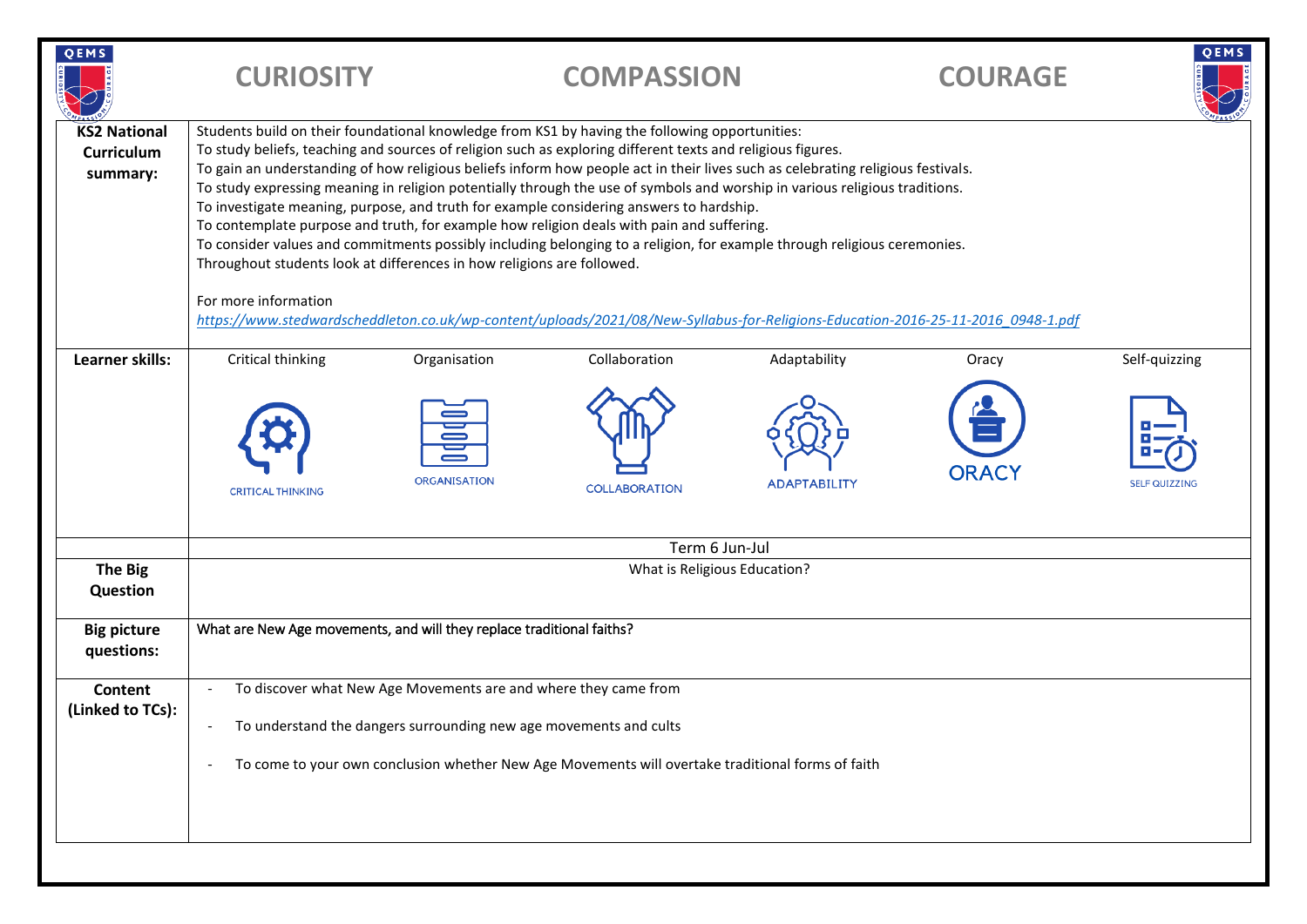## CURIOSITY COMPASSION COURAGE

| | |
|---|---|
| **KS2 National Curriculum summary:** | Students build on their foundational knowledge from KS1 by having the following opportunities:<br>To study beliefs, teaching and sources of religion such as exploring different texts and religious figures.<br>To gain an understanding of how religious beliefs inform how people act in their lives such as celebrating religious festivals.<br>To study expressing meaning in religion potentially through the use of symbols and worship in various religious traditions.<br>To investigate meaning, purpose, and truth for example considering answers to hardship.<br>To contemplate purpose and truth, for example how religion deals with pain and suffering.<br>To consider values and commitments possibly including belonging to a religion, for example through religious ceremonies.<br>Throughout students look at differences in how religions are followed.<br><br>For more information<br>*https://www.stedwardscheddleton.co.uk/wp-content/uploads/2021/08/New-Syllabus-for-Religions-Education-2016-25-11-2016_0948-1.pdf* |
| **Learner skills:** | Critical thinking, Organisation, Collaboration, Adaptability, Oracy, Self-quizzing |
| | Term 6 Jun-Jul |
| **The Big Question** | What is Religious Education? |
| **Big picture questions:** | What are New Age movements, and will they replace traditional faiths? |
| **Content (Linked to TCs):** | - To discover what New Age Movements are and where they came from<br>- To understand the dangers surrounding new age movements and cults<br>- To come to your own conclusion whether New Age Movements will overtake traditional forms of faith |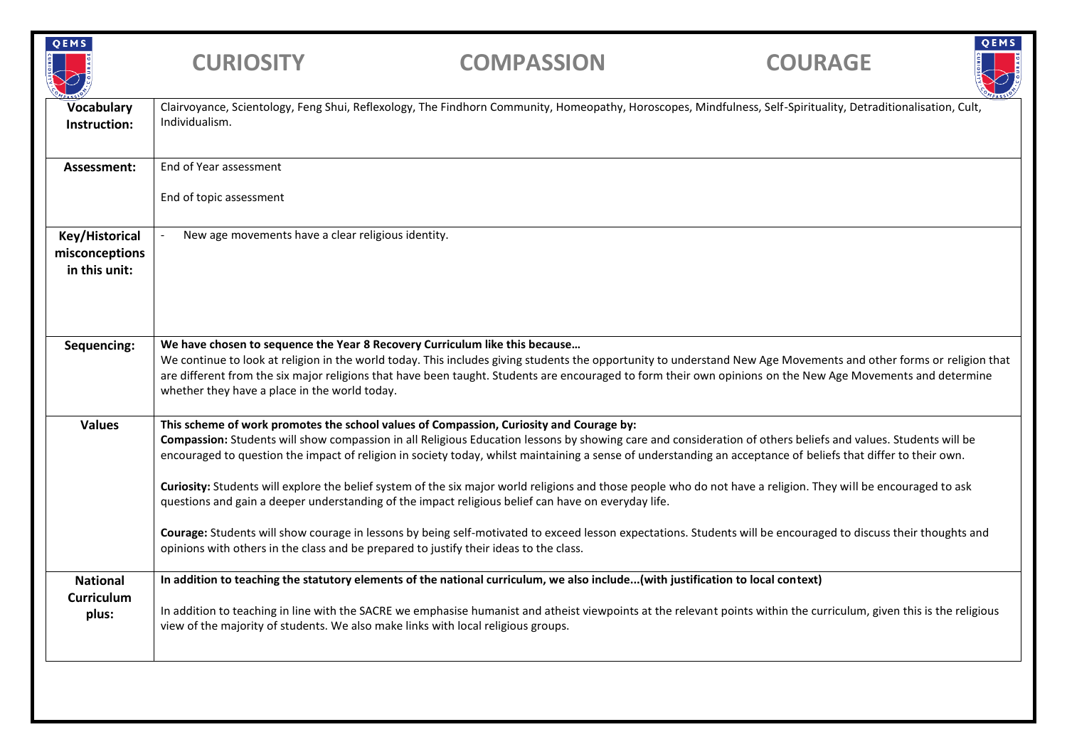**CURIOSITY** **COMPASSION** **COURAGE**

| | |
|---|---|
| **Vocabulary Instruction:** | Clairvoyance, Scientology, Feng Shui, Reflexology, The Findhorn Community, Homeopathy, Horoscopes, Mindfulness, Self-Spirituality, Detraditionalisation, Cult, Individualism. |
| **Assessment:** | End of Year assessment<br><br>End of topic assessment |
| **Key/Historical misconceptions in this unit:** | - New age movements have a clear religious identity. |
| **Sequencing:** | **We have chosen to sequence the Year 8 Recovery Curriculum like this because…**<br>We continue to look at religion in the world today. This includes giving students the opportunity to understand New Age Movements and other forms or religion that are different from the six major religions that have been taught. Students are encouraged to form their own opinions on the New Age Movements and determine whether they have a place in the world today. |
| **Values** | **This scheme of work promotes the school values of Compassion, Curiosity and Courage by:**<br>**Compassion:** Students will show compassion in all Religious Education lessons by showing care and consideration of others beliefs and values. Students will be encouraged to question the impact of religion in society today, whilst maintaining a sense of understanding an acceptance of beliefs that differ to their own.<br><br>**Curiosity:** Students will explore the belief system of the six major world religions and those people who do not have a religion. They will be encouraged to ask questions and gain a deeper understanding of the impact religious belief can have on everyday life.<br><br>**Courage:** Students will show courage in lessons by being self-motivated to exceed lesson expectations. Students will be encouraged to discuss their thoughts and opinions with others in the class and be prepared to justify their ideas to the class. |
| **National Curriculum plus:** | **In addition to teaching the statutory elements of the national curriculum, we also include...(with justification to local context)**<br><br>In addition to teaching in line with the SACRE we emphasise humanist and atheist viewpoints at the relevant points within the curriculum, given this is the religious view of the majority of students. We also make links with local religious groups. |